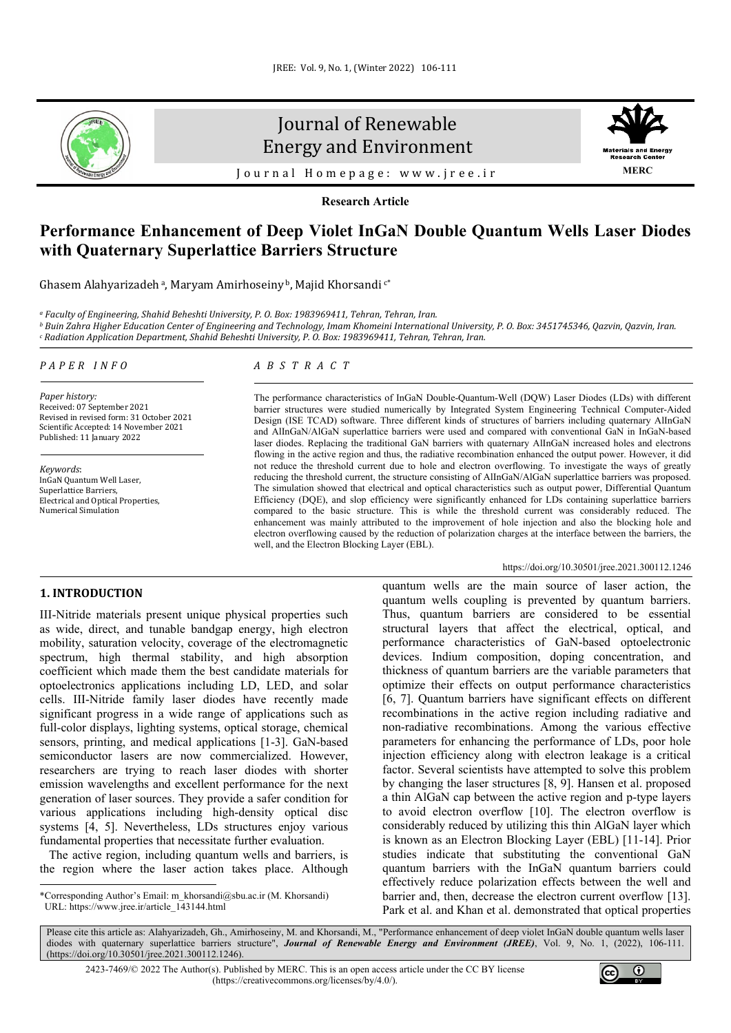Journal of Renewable Energy and Environment

Journal Homepage: www.jree.ir

**Research Article**

# Performance Enhancement of Deep Violet InGaN Double Quantum Wells Laser Diodes with Quaternary Superlattice Barriers Structure

Ghasem Alahyarizadeh [a], Maryam Amirhoseiny [b], Majid Khorsandi [c*]

[a] *Faculty of Engineering, Shahid Beheshti University, P. O. Box: 1983969411, Tehran, Tehran, Iran.*
[b] *Buin Zahra Higher Education Center of Engineering and Technology, Imam Khomeini International University, P. O. Box: 3451745346, Qazvin, Qazvin, Iran.*
[c] *Radiation Application Department, Shahid Beheshti University, P. O. Box: 1983969411, Tehran, Tehran, Iran.*

## PAPER INFO

*Paper history:*
Received: 07 September 2021
Revised in revised form: 31 October 2021
Scientific Accepted: 14 November 2021
Published: 11 January 2022

*Keywords*:
InGaN Quantum Well Laser,
Superlattice Barriers,
Electrical and Optical Properties,
Numerical Simulation

## ABSTRACT

The performance characteristics of InGaN Double-Quantum-Well (DQW) Laser Diodes (LDs) with different barrier structures were studied numerically by Integrated System Engineering Technical Computer-Aided Design (ISE TCAD) software. Three different kinds of structures of barriers including quaternary AlInGaN and AlInGaN/AlGaN superlattice barriers were used and compared with conventional GaN in InGaN-based laser diodes. Replacing the traditional GaN barriers with quaternary AlInGaN increased holes and electrons flowing in the active region and thus, the radiative recombination enhanced the output power. However, it did not reduce the threshold current due to hole and electron overflowing. To investigate the ways of greatly reducing the threshold current, the structure consisting of AlInGaN/AlGaN superlattice barriers was proposed. The simulation showed that electrical and optical characteristics such as output power, Differential Quantum Efficiency (DQE), and slop efficiency were significantly enhanced for LDs containing superlattice barriers compared to the basic structure. This is while the threshold current was considerably reduced. The enhancement was mainly attributed to the improvement of hole injection and also the blocking hole and electron overflowing caused by the reduction of polarization charges at the interface between the barriers, the well, and the Electron Blocking Layer (EBL).

https://doi.org/10.30501/jree.2021.300112.1246

## 1. INTRODUCTION

III-Nitride materials present unique physical properties such as wide, direct, and tunable bandgap energy, high electron mobility, saturation velocity, coverage of the electromagnetic spectrum, high thermal stability, and high absorption coefficient which made them the best candidate materials for optoelectronics applications including LD, LED, and solar cells. III-Nitride family laser diodes have recently made significant progress in a wide range of applications such as full-color displays, lighting systems, optical storage, chemical sensors, printing, and medical applications [1-3]. GaN-based semiconductor lasers are now commercialized. However, researchers are trying to reach laser diodes with shorter emission wavelengths and excellent performance for the next generation of laser sources. They provide a safer condition for various applications including high-density optical disc systems [4, 5]. Nevertheless, LDs structures enjoy various fundamental properties that necessitate further evaluation.

The active region, including quantum wells and barriers, is the region where the laser action takes place. Although quantum wells are the main source of laser action, the quantum wells coupling is prevented by quantum barriers. Thus, quantum barriers are considered to be essential structural layers that affect the electrical, optical, and performance characteristics of GaN-based optoelectronic devices. Indium composition, doping concentration, and thickness of quantum barriers are the variable parameters that optimize their effects on output performance characteristics [6, 7]. Quantum barriers have significant effects on different recombinations in the active region including radiative and non-radiative recombinations. Among the various effective parameters for enhancing the performance of LDs, poor hole injection efficiency along with electron leakage is a critical factor. Several scientists have attempted to solve this problem by changing the laser structures [8, 9]. Hansen et al. proposed a thin AlGaN cap between the active region and p-type layers to avoid electron overflow [10]. The electron overflow is considerably reduced by utilizing this thin AlGaN layer which is known as an Electron Blocking Layer (EBL) [11-14]. Prior studies indicate that substituting the conventional GaN quantum barriers with the InGaN quantum barriers could effectively reduce polarization effects between the well and barrier and, then, decrease the electron current overflow [13]. Park et al. and Khan et al. demonstrated that optical properties

*Corresponding Author's Email: m_khorsandi@sbu.ac.ir (M. Khorsandi)
URL: https://www.jree.ir/article_143144.html

Please cite this article as: Alahyarizadeh, Gh., Amirhoseiny, M. and Khorsandi, M., "Performance enhancement of deep violet InGaN double quantum wells laser diodes with quaternary superlattice barriers structure", *Journal of Renewable Energy and Environment (JREE)*, Vol. 9, No. 1, (2022), 106-111. (https://doi.org/10.30501/jree.2021.300112.1246).

2423-7469/© 2022 The Author(s). Published by MERC. This is an open access article under the CC BY license (https://creativecommons.org/licenses/by/4.0/).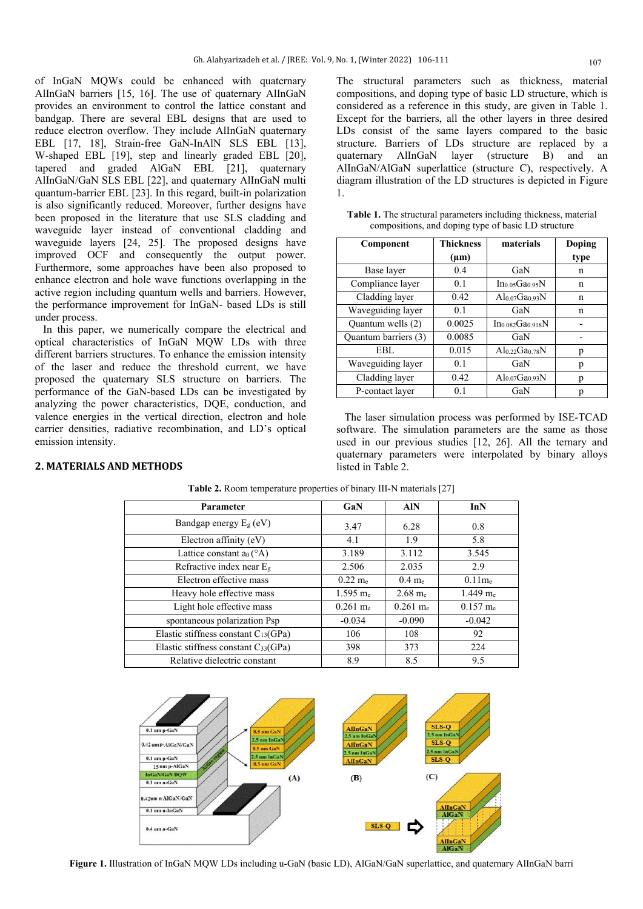of InGaN MQWs could be enhanced with quaternary AlInGaN barriers [15, 16]. The use of quaternary AlInGaN provides an environment to control the lattice constant and bandgap. There are several EBL designs that are used to reduce electron overflow. They include AlInGaN quaternary EBL [17, 18], Strain-free GaN-InAlN SLS EBL [13], W-shaped EBL [19], step and linearly graded EBL [20], tapered and graded AlGaN EBL [21], quaternary AlInGaN/GaN SLS EBL [22], and quaternary AlInGaN multi quantum-barrier EBL [23]. In this regard, built-in polarization is also significantly reduced. Moreover, further designs have been proposed in the literature that use SLS cladding and waveguide layer instead of conventional cladding and waveguide layers [24, 25]. The proposed designs have improved OCF and consequently the output power. Furthermore, some approaches have been also proposed to enhance electron and hole wave functions overlapping in the active region including quantum wells and barriers. However, the performance improvement for InGaN- based LDs is still under process.

In this paper, we numerically compare the electrical and optical characteristics of InGaN MQW LDs with three different barriers structures. To enhance the emission intensity of the laser and reduce the threshold current, we have proposed the quaternary SLS structure on barriers. The performance of the GaN-based LDs can be investigated by analyzing the power characteristics, DQE, conduction, and valence energies in the vertical direction, electron and hole carrier densities, radiative recombination, and LD's optical emission intensity.

## 2. MATERIALS AND METHODS

The structural parameters such as thickness, material compositions, and doping type of basic LD structure, which is considered as a reference in this study, are given in Table 1. Except for the barriers, all the other layers in three desired LDs consist of the same layers compared to the basic structure. Barriers of LDs structure are replaced by a quaternary AlInGaN layer (structure B) and an AlInGaN/AlGaN superlattice (structure C), respectively. A diagram illustration of the LD structures is depicted in Figure 1.

**Table 1.** The structural parameters including thickness, material compositions, and doping type of basic LD structure

| Component | Thickness (μm) | materials | Doping type |
|---|---|---|---|
| Base layer | 0.4 | GaN | n |
| Compliance layer | 0.1 | $In_{0.05}Ga_{0.95}N$ | n |
| Cladding layer | 0.42 | $Al_{0.07}Ga_{0.93}N$ | n |
| Waveguiding layer | 0.1 | GaN | n |
| Quantum wells (2) | 0.0025 | $In_{0.082}Ga_{0.918}N$ | - |
| Quantum barriers (3) | 0.0085 | GaN | - |
| EBL | 0.015 | $Al_{0.22}Ga_{0.78}N$ | p |
| Waveguiding layer | 0.1 | GaN | p |
| Cladding layer | 0.42 | $Al_{0.07}Ga_{0.93}N$ | p |
| P-contact layer | 0.1 | GaN | p |

The laser simulation process was performed by ISE-TCAD software. The simulation parameters are the same as those used in our previous studies [12, 26]. All the ternary and quaternary parameters were interpolated by binary alloys listed in Table 2.

**Table 2.** Room temperature properties of binary III-N materials [27]

| Parameter | GaN | AlN | InN |
|---|---|---|---|
| Bandgap energy $E_g$ (eV) | 3.47 | 6.28 | 0.8 |
| Electron affinity (eV) | 4.1 | 1.9 | 5.8 |
| Lattice constant $a_0$ (°A) | 3.189 | 3.112 | 3.545 |
| Refractive index near $E_g$ | 2.506 | 2.035 | 2.9 |
| Electron effective mass | 0.22 $m_e$ | 0.4 $m_e$ | 0.11$m_e$ |
| Heavy hole effective mass | 1.595 $m_e$ | 2.68 $m_e$ | 1.449 $m_e$ |
| Light hole effective mass | 0.261 $m_e$ | 0.261 $m_e$ | 0.157 $m_e$ |
| spontaneous polarization Psp | -0.034 | -0.090 | -0.042 |
| Elastic stiffness constant $C_{13}$(GPa) | 106 | 108 | 92 |
| Elastic stiffness constant $C_{33}$(GPa) | 398 | 373 | 224 |
| Relative dielectric constant | 8.9 | 8.5 | 9.5 |

**Figure 1.** Illustration of InGaN MQW LDs including u-GaN (basic LD), AlGaN/GaN superlattice, and quaternary AlInGaN barri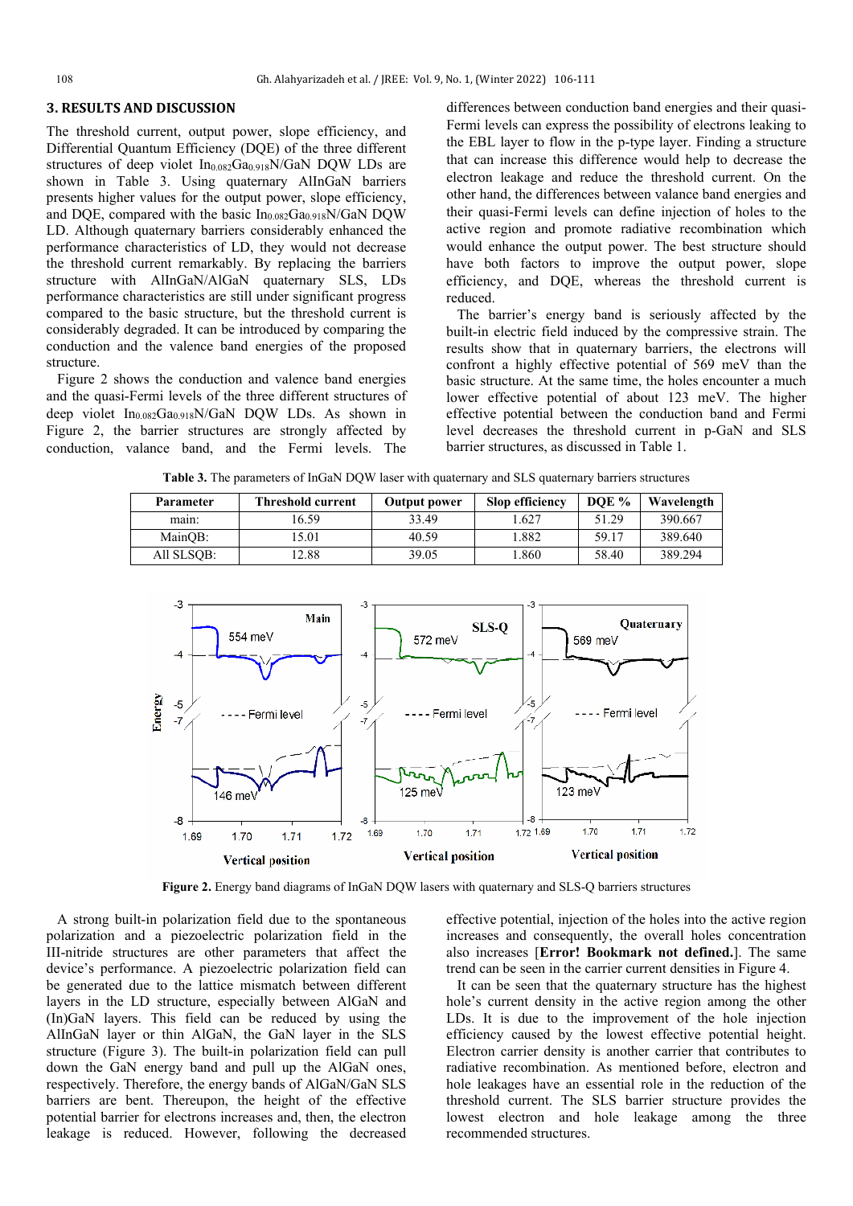## 3. RESULTS AND DISCUSSION

The threshold current, output power, slope efficiency, and Differential Quantum Efficiency (DQE) of the three different structures of deep violet $In_{0.082}Ga_{0.918}N$/GaN DQW LDs are shown in Table 3. Using quaternary AlInGaN barriers presents higher values for the output power, slope efficiency, and DQE, compared with the basic $In_{0.082}Ga_{0.918}N$/GaN DQW LD. Although quaternary barriers considerably enhanced the performance characteristics of LD, they would not decrease the threshold current remarkably. By replacing the barriers structure with AlInGaN/AlGaN quaternary SLS, LDs performance characteristics are still under significant progress compared to the basic structure, but the threshold current is considerably degraded. It can be introduced by comparing the conduction and the valence band energies of the proposed structure.

Figure 2 shows the conduction and valence band energies and the quasi-Fermi levels of the three different structures of deep violet $In_{0.082}Ga_{0.918}N$/GaN DQW LDs. As shown in Figure 2, the barrier structures are strongly affected by conduction, valance band, and the Fermi levels. The differences between conduction band energies and their quasi-Fermi levels can express the possibility of electrons leaking to the EBL layer to flow in the p-type layer. Finding a structure that can increase this difference would help to decrease the electron leakage and reduce the threshold current. On the other hand, the differences between valance band energies and their quasi-Fermi levels can define injection of holes to the active region and promote radiative recombination which would enhance the output power. The best structure should have both factors to improve the output power, slope efficiency, and DQE, whereas the threshold current is reduced.

The barrier's energy band is seriously affected by the built-in electric field induced by the compressive strain. The results show that in quaternary barriers, the electrons will confront a highly effective potential of 569 meV than the basic structure. At the same time, the holes encounter a much lower effective potential of about 123 meV. The higher effective potential between the conduction band and Fermi level decreases the threshold current in p-GaN and SLS barrier structures, as discussed in Table 1.

**Table 3.** The parameters of InGaN DQW laser with quaternary and SLS quaternary barriers structures

| Parameter | Threshold current | Output power | Slop efficiency | DQE % | Wavelength |
|---|---|---|---|---|---|
| main: | 16.59 | 33.49 | 1.627 | 51.29 | 390.667 |
| MainQB: | 15.01 | 40.59 | 1.882 | 59.17 | 389.640 |
| All SLSQB: | 12.88 | 39.05 | 1.860 | 58.40 | 389.294 |

**Figure 2.** Energy band diagrams of InGaN DQW lasers with quaternary and SLS-Q barriers structures

A strong built-in polarization field due to the spontaneous polarization and a piezoelectric polarization field in the III-nitride structures are other parameters that affect the device's performance. A piezoelectric polarization field can be generated due to the lattice mismatch between different layers in the LD structure, especially between AlGaN and (In)GaN layers. This field can be reduced by using the AlInGaN layer or thin AlGaN, the GaN layer in the SLS structure (Figure 3). The built-in polarization field can pull down the GaN energy band and pull up the AlGaN ones, respectively. Therefore, the energy bands of AlGaN/GaN SLS barriers are bent. Thereupon, the height of the effective potential barrier for electrons increases and, then, the electron leakage is reduced. However, following the decreased effective potential, injection of the holes into the active region increases and consequently, the overall holes concentration also increases [**Error! Bookmark not defined.**]. The same trend can be seen in the carrier current densities in Figure 4.

It can be seen that the quaternary structure has the highest hole's current density in the active region among the other LDs. It is due to the improvement of the hole injection efficiency caused by the lowest effective potential height. Electron carrier density is another carrier that contributes to radiative recombination. As mentioned before, electron and hole leakages have an essential role in the reduction of the threshold current. The SLS barrier structure provides the lowest electron and hole leakage among the three recommended structures.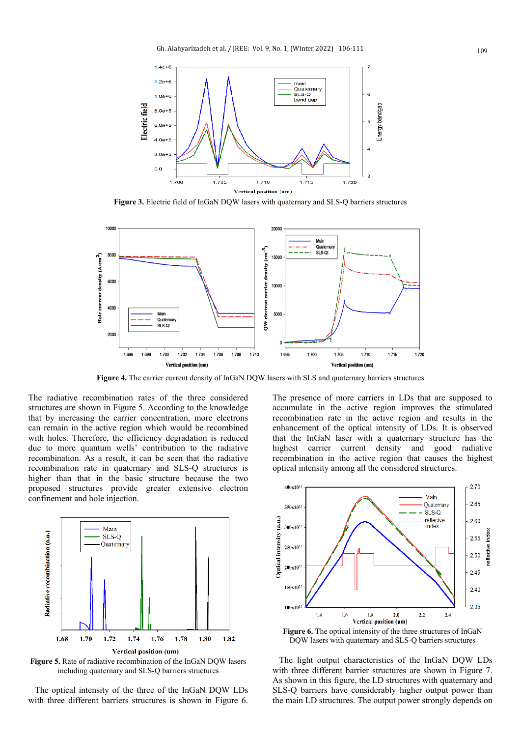**Figure 3.** Electric field of InGaN DQW lasers with quaternary and SLS-Q barriers structures

**Figure 4.** The carrier current density of InGaN DQW lasers with SLS and quaternary barriers structures

The radiative recombination rates of the three considered structures are shown in Figure 5. According to the knowledge that by increasing the carrier concentration, more electrons can remain in the active region which would be recombined with holes. Therefore, the efficiency degradation is reduced due to more quantum wells' contribution to the radiative recombination. As a result, it can be seen that the radiative recombination rate in quaternary and SLS-Q structures is higher than that in the basic structure because the two proposed structures provide greater extensive electron confinement and hole injection.

**Figure 5.** Rate of radiative recombination of the InGaN DQW lasers including quaternary and SLS-Q barriers structures

The optical intensity of the three of the InGaN DQW LDs with three different barriers structures is shown in Figure 6. The presence of more carriers in LDs that are supposed to accumulate in the active region improves the stimulated recombination rate in the active region and results in the enhancement of the optical intensity of LDs. It is observed that the InGaN laser with a quaternary structure has the highest carrier current density and good radiative recombination in the active region that causes the highest optical intensity among all the considered structures.

**Figure 6.** The optical intensity of the three structures of InGaN DQW lasers with quaternary and SLS-Q barriers structures

The light output characteristics of the InGaN DQW LDs with three different barrier structures are shown in Figure 7. As shown in this figure, the LD structures with quaternary and SLS-Q barriers have considerably higher output power than the main LD structures. The output power strongly depends on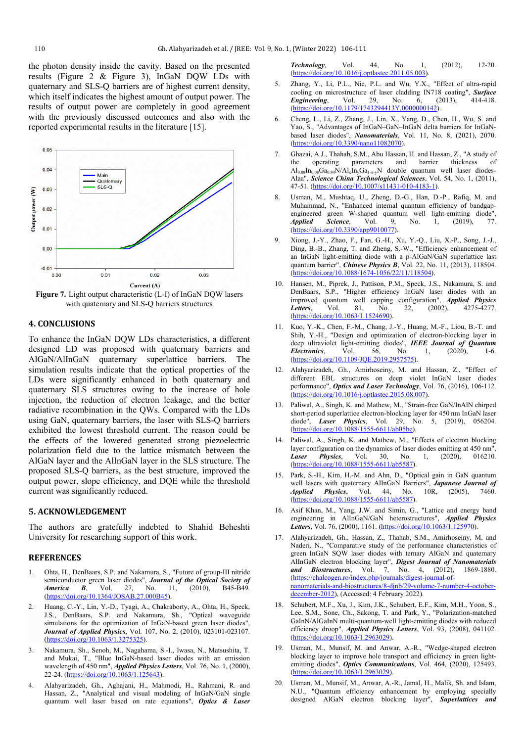the photon density inside the cavity. Based on the presented results (Figure 2 & Figure 3), InGaN DQW LDs with quaternary and SLS-Q barriers are of highest current density, which itself indicates the highest amount of output power. The results of output power are completely in good agreement with the previously discussed outcomes and also with the reported experimental results in the literature [15].

**Figure 7.** Light output characteristic (L-I) of InGaN DQW lasers with quaternary and SLS-Q barriers structures

## 4. CONCLUSIONS

To enhance the InGaN DQW LDs characteristics, a different designed LD was proposed with quaternary barriers and AlGaN/AlInGaN quaternary superlattice barriers. The simulation results indicate that the optical properties of the LDs were significantly enhanced in both quaternary and quaternary SLS structures owing to the increase of hole injection, the reduction of electron leakage, and the better radiative recombination in the QWs. Compared with the LDs using GaN, quaternary barriers, the laser with SLS-Q barriers exhibited the lowest threshold current. The reason could be the effects of the lowered generated strong piezoelectric polarization field due to the lattice mismatch between the AlGaN layer and the AlInGaN layer in the SLS structure. The proposed SLS-Q barriers, as the best structure, improved the output power, slope efficiency, and DQE while the threshold current was significantly reduced.

## 5. ACKNOWLEDGEMENT

The authors are gratefully indebted to Shahid Beheshti University for researching support of this work.

## REFERENCES

1. Ohta, H., DenBaars, S.P. and Nakamura, S., "Future of group-III nitride semiconductor green laser diodes", ***Journal of the Optical Society of America B***, Vol. 27, No. 11, (2010), B45-B49. (https://doi.org/10.1364/JOSAB.27.000B45).
2. Huang, C.-Y., Lin, Y.-D., Tyagi, A., Chakraborty, A., Ohta, H., Speck, J.S., DenBaars, S.P. and Nakamura, S., "Optical waveguide simulations for the optimization of InGaN-based green laser diodes", ***Journal of Applied Physics***, Vol. 107, No. 2, (2010), 023101-023107. (https://doi.org/10.1063/1.3275325).
3. Nakamura, Sh., Senoh, M., Nagahama, S.-I., Iwasa, N., Matsushita, T. and Mukai, T., "Blue InGaN-based laser diodes with an emission wavelength of 450 nm", ***Applied Physics Letters***, Vol. 76, No. 1, (2000), 22-24. (https://doi.org/10.1063/1.125643).
4. Alahyarizadeh, Gh., Aghajani, H., Mahmodi, H., Rahmani, R. and Hassan, Z., "Analytical and visual modeling of InGaN/GaN single quantum well laser based on rate equations", ***Optics & Laser Technology***, Vol. 44, No. 1, (2012), 12-20. (https://doi.org/10.1016/j.optlastec.2011.05.003).
5. Zhang, Y., Li, P.L., Nie, P.L. and Wu, Y.X., "Effect of ultra-rapid cooling on microstructure of laser cladding IN718 coating", ***Surface Engineering***, Vol. 29, No. 6, (2013), 414-418. (https://doi.org/10.1179/1743294413Y.0000000142).
6. Cheng, L., Li, Z., Zhang, J., Lin, X., Yang, D., Chen, H., Wu, S. and Yao, S., "Advantages of InGaN–GaN–InGaN delta barriers for InGaN-based laser diodes", ***Nanomaterials***, Vol. 11, No. 8, (2021), 2070. (https://doi.org/10.3390/nano11082070).
7. Ghazai, A.J., Thahab, S.M., Abu Hassan, H. and Hassan, Z., "A study of the operating parameters and barrier thickness of $Al_{0.08}In_{0.08}Ga_{0.84}N/Al_xIn_yGa_{1-x-y}N$ double quantum well laser diodes-Alaa", ***Science China Technological Sciences***, Vol. 54, No. 1, (2011), 47-51. (https://doi.org/10.1007/s11431-010-4183-1).
8. Usman, M., Mushtaq, U., Zheng, D.-G., Han, D.-P., Rafiq, M. and Muhammad, N., "Enhanced internal quantum efficiency of bandgap-engineered green W-shaped quantum well light-emitting diode", ***Applied Science***, Vol. 9, No. 1, (2019), 77. (https://doi.org/10.3390/app9010077).
9. Xiong, J.-Y., Zhao, F., Fan, G.-H., Xu, Y.-Q., Liu, X.-P., Song, J.-J., Ding, B.-B., Zhang, T. and Zheng, S.-W., "Efficiency enhancement of an InGaN light-emitting diode with a p-AlGaN/GaN superlattice last quantum barrier", ***Chinese Physics B***, Vol. 22, No. 11, (2013), 118504. (https://doi.org/10.1088/1674-1056/22/11/118504).
10. Hansen, M., Piprek, J., Pattison, P.M., Speck, J.S., Nakamura, S. and DenBaars, S.P., "Higher efficiency InGaN laser diodes with an improved quantum well capping configuration", ***Applied Physics Letters***, Vol. 81, No. 22, (2002), 4275-4277. (https://doi.org/10.1063/1.1524690).
11. Kuo, Y.-K., Chen, F.-M., Chang, J.-Y., Huang, M.-F., Liou, B.-T. and Shih, Y.-H., "Design and optimization of electron-blocking layer in deep ultraviolet light-emitting diodes", ***IEEE Journal of Quantum Electronics***, Vol. 56, No. 1, (2020), 1-6. (https://doi.org/10.1109/JQE.2019.2957575).
12. Alahyarizadeh, Gh., Amirhoseiny, M. and Hassan, Z., "Effect of different EBL structures on deep violet InGaN laser diodes performance", ***Optics and Laser Technology***, Vol. 76, (2016), 106-112. (https://doi.org/10.1016/j.optlastec.2015.08.007).
13. Paliwal, A., Singh, K. and Mathew, M., "Strain-free GaN/InAlN chirped short-period superlattice electron-blocking layer for 450 nm InGaN laser diode", ***Laser Physics***, Vol. 29, No. 5, (2019), 056204. (https://doi.org/10.1088/1555-6611/ab05be).
14. Paliwal, A., Singh, K. and Mathew, M., "Effects of electron blocking layer configuration on the dynamics of laser diodes emitting at 450 nm", ***Laser Physics***, Vol. 30, No. 1, (2020), 016210. (https://doi.org/10.1088/1555-6611/ab5587).
15. Park, S.-H., Kim, H.-M. and Ahn, D., "Optical gain in GaN quantum well lasers with quaternary AlInGaN Barriers", ***Japanese Journal of Applied Physics***, Vol. 44, No. 10R, (2005), 7460. (https://doi.org/10.1088/1555-6611/ab5587).
16. Asif Khan, M., Yang, J.W. and Simin, G., "Lattice and energy band engineering in AlInGaN/GaN heterostructures", ***Applied Physics Letters***, Vol. 76, (2000), 1161. (https://doi.org/10.1063/1.125970).
17. Alahyarizadeh, Gh., Hassan, Z., Thahab, S.M., Amirhoseiny, M. and Naderi, N., "Comparative study of the performance characteristics of green InGaN SQW laser diodes with ternary AlGaN and quaternary AlInGaN electron blocking layer", ***Digest Journal of Nanomaterials and Biostructures***, Vol. 7, No. 4, (2012), 1869-1880. (https://chalcogen.ro/index.php/journals/digest-journal-of-nanomaterials-and-biostructures/8-djnb/29-volume-7-number-4-october-december-2012), (Accessed: 4 February 2022).
18. Schubert, M.F., Xu, J., Kim, J.K., Schubert, E.F., Kim, M.H., Yoon, S., Lee, S.M., Sone, Ch., Sakong, T. and Park, Y., "Polarization-matched GaInN/AlGaInN multi-quantum-well light-emitting diodes with reduced efficiency droop", ***Applied Physics Letters***, Vol. 93, (2008), 041102. (https://doi.org/10.1063/1.2963029).
19. Usman, M., Munsif, M. and Anwar, A.-R., "Wedge-shaped electron blocking layer to improve hole transport and efficiency in green light-emitting diodes", ***Optics Communications***, Vol. 464, (2020), 125493. (https://doi.org/10.1063/1.2963029).
20. Usman, M., Munsif, M., Anwar, A.-R., Jamal, H., Malik, Sh. and Islam, N.U., "Quantum efficiency enhancement by employing specially designed AlGaN electron blocking layer", ***Superlattices and***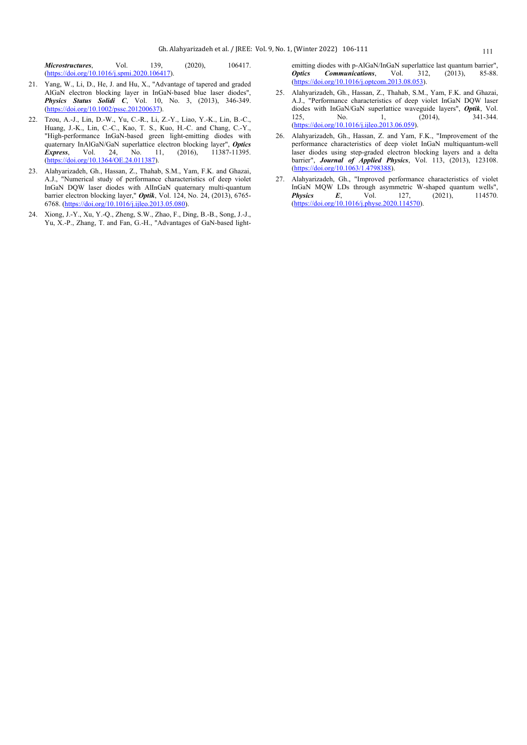*Microstructures*, Vol. 139, (2020), 106417. (https://doi.org/10.1016/j.spmi.2020.106417).

21. Yang, W., Li, D., He, J. and Hu, X., "Advantage of tapered and graded AlGaN electron blocking layer in InGaN-based blue laser diodes", ***Physics Status Solidi C***, Vol. 10, No. 3, (2013), 346-349. (https://doi.org/10.1002/pssc.201200637).
22. Tzou, A.-J., Lin, D.-W., Yu, C.-R., Li, Z.-Y., Liao, Y.-K., Lin, B.-C., Huang, J.-K., Lin, C.-C., Kao, T. S., Kuo, H.-C. and Chang, C.-Y., "High-performance InGaN-based green light-emitting diodes with quaternary InAlGaN/GaN superlattice electron blocking layer", ***Optics Express***, Vol. 24, No. 11, (2016), 11387-11395. (https://doi.org/10.1364/OE.24.011387).
23. Alahyarizadeh, Gh., Hassan, Z., Thahab, S.M., Yam, F.K. and Ghazai, A.J., "Numerical study of performance characteristics of deep violet InGaN DQW laser diodes with AlInGaN quaternary multi-quantum barrier electron blocking layer," ***Optik***, Vol. 124, No. 24, (2013), 6765-6768. (https://doi.org/10.1016/j.ijleo.2013.05.080).
24. Xiong, J.-Y., Xu, Y.-Q., Zheng, S.W., Zhao, F., Ding, B.-B., Song, J.-J., Yu, X.-P., Zhang, T. and Fan, G.-H., "Advantages of GaN-based light-emitting diodes with p-AlGaN/InGaN superlattice last quantum barrier", ***Optics Communications***, Vol. 312, (2013), 85-88. (https://doi.org/10.1016/j.optcom.2013.08.053).
25. Alahyarizadeh, Gh., Hassan, Z., Thahab, S.M., Yam, F.K. and Ghazai, A.J., "Performance characteristics of deep violet InGaN DQW laser diodes with InGaN/GaN superlattice waveguide layers", ***Optik***, Vol. 125, No. 1, (2014), 341-344. (https://doi.org/10.1016/j.ijleo.2013.06.059).
26. Alahyarizadeh, Gh., Hassan, Z. and Yam, F.K., "Improvement of the performance characteristics of deep violet InGaN multiquantum-well laser diodes using step-graded electron blocking layers and a delta barrier", ***Journal of Applied Physics***, Vol. 113, (2013), 123108. (https://doi.org/10.1063/1.4798388).
27. Alahyarizadeh, Gh., "Improved performance characteristics of violet InGaN MQW LDs through asymmetric W-shaped quantum wells", ***Physics E***, Vol. 127, (2021), 114570. (https://doi.org/10.1016/j.physe.2020.114570).